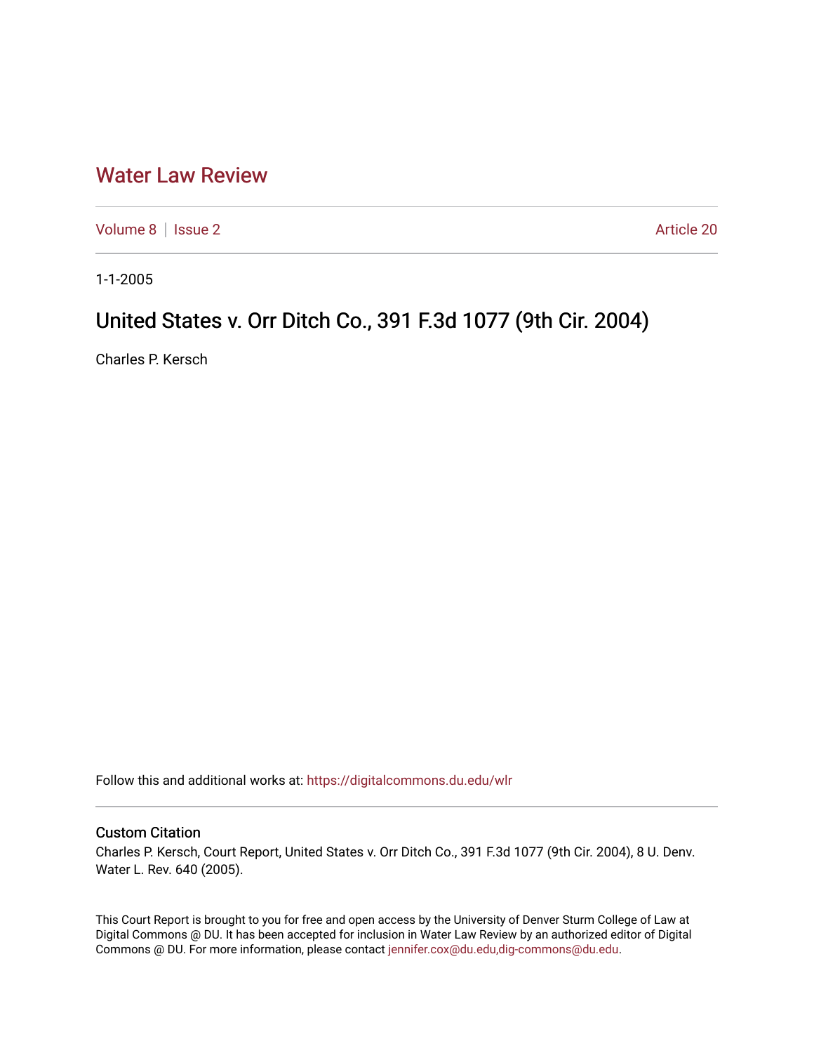# Water Law Review

Volume 8 | Issue 2 Article 20

1-1-2005

## United States v. Orr Ditch Co., 391 F.3d 1077 (9th Cir. 2004)

Charles P. Kersch

Follow this and additional works at: https://digitalcommons.du.edu/wlr

### Custom Citation

Charles P. Kersch, Court Report, United States v. Orr Ditch Co., 391 F.3d 1077 (9th Cir. 2004), 8 U. Denv. Water L. Rev. 640 (2005).

This Court Report is brought to you for free and open access by the University of Denver Sturm College of Law at Digital Commons @ DU. It has been accepted for inclusion in Water Law Review by an authorized editor of Digital Commons @ DU. For more information, please contact jennifer.cox@du.edu,dig-commons@du.edu.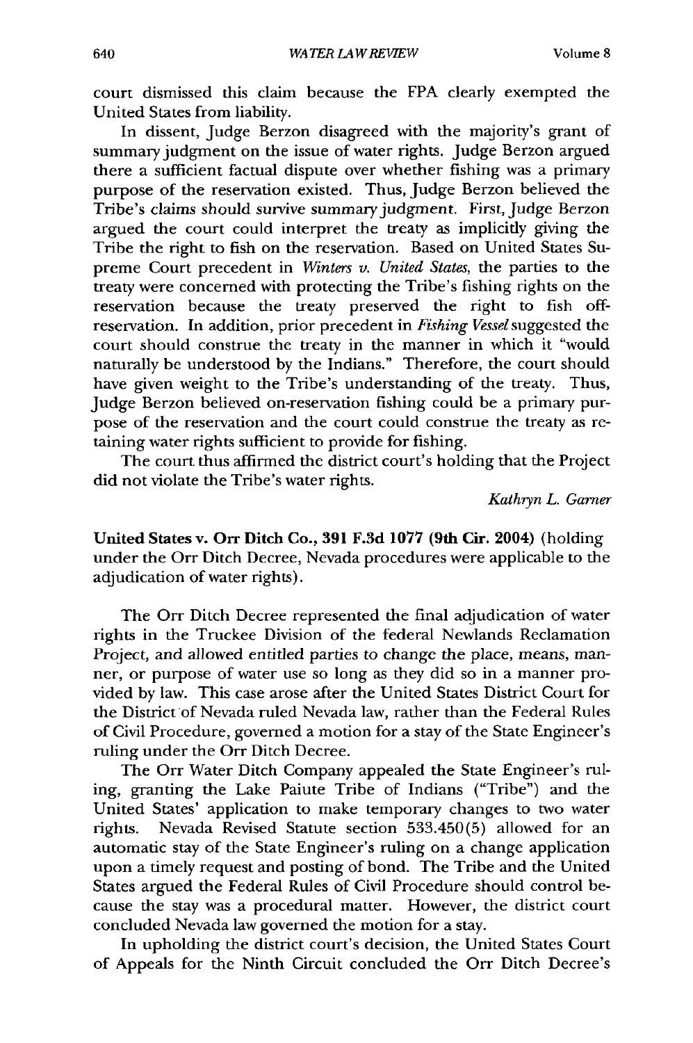court dismissed this claim because the FPA clearly exempted the United States from liability.

In dissent, Judge Berzon disagreed with the majority's grant of summary judgment on the issue of water rights. Judge Berzon argued there a sufficient factual dispute over whether fishing was a primary purpose of the reservation existed. Thus, Judge Berzon believed the Tribe's claims should survive summary judgment. First, Judge Berzon argued the court could interpret the treaty as implicitly giving the Tribe the right to fish on the reservation. Based on United States Supreme Court precedent in *Winters v. United States*, the parties to the treaty were concerned with protecting the Tribe's fishing rights on the reservation because the treaty preserved the right to fish off-reservation. In addition, prior precedent in *Fishing Vessel* suggested the court should construe the treaty in the manner in which it "would naturally be understood by the Indians." Therefore, the court should have given weight to the Tribe's understanding of the treaty. Thus, Judge Berzon believed on-reservation fishing could be a primary purpose of the reservation and the court could construe the treaty as retaining water rights sufficient to provide for fishing.

The court thus affirmed the district court's holding that the Project did not violate the Tribe's water rights.

*Kathryn L. Garner*

**United States v. Orr Ditch Co., 391 F.3d 1077 (9th Cir. 2004)** (holding under the Orr Ditch Decree, Nevada procedures were applicable to the adjudication of water rights).

The Orr Ditch Decree represented the final adjudication of water rights in the Truckee Division of the federal Newlands Reclamation Project, and allowed entitled parties to change the place, means, manner, or purpose of water use so long as they did so in a manner provided by law. This case arose after the United States District Court for the District of Nevada ruled Nevada law, rather than the Federal Rules of Civil Procedure, governed a motion for a stay of the State Engineer's ruling under the Orr Ditch Decree.

The Orr Water Ditch Company appealed the State Engineer's ruling, granting the Lake Paiute Tribe of Indians ("Tribe") and the United States' application to make temporary changes to two water rights. Nevada Revised Statute section 533.450(5) allowed for an automatic stay of the State Engineer's ruling on a change application upon a timely request and posting of bond. The Tribe and the United States argued the Federal Rules of Civil Procedure should control because the stay was a procedural matter. However, the district court concluded Nevada law governed the motion for a stay.

In upholding the district court's decision, the United States Court of Appeals for the Ninth Circuit concluded the Orr Ditch Decree's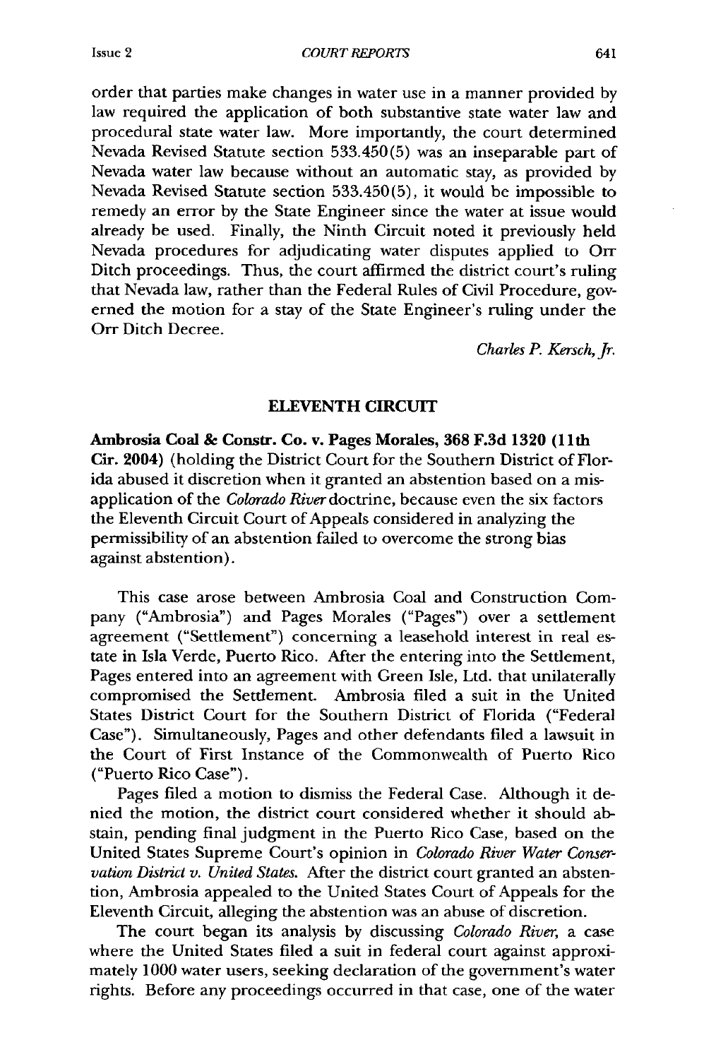order that parties make changes in water use in a manner provided by law required the application of both substantive state water law and procedural state water law. More importantly, the court determined Nevada Revised Statute section 533.450(5) was an inseparable part of Nevada water law because without an automatic stay, as provided by Nevada Revised Statute section 533.450(5), it would be impossible to remedy an error by the State Engineer since the water at issue would already be used. Finally, the Ninth Circuit noted it previously held Nevada procedures for adjudicating water disputes applied to Orr Ditch proceedings. Thus, the court affirmed the district court's ruling that Nevada law, rather than the Federal Rules of Civil Procedure, governed the motion for a stay of the State Engineer's ruling under the Orr Ditch Decree.

*Charles P. Kersch, Jr.*

## ELEVENTH CIRCUIT

**Ambrosia Coal & Constr. Co. v. Pages Morales, 368 F.3d 1320 (11th Cir. 2004)** (holding the District Court for the Southern District of Florida abused it discretion when it granted an abstention based on a misapplication of the *Colorado River* doctrine, because even the six factors the Eleventh Circuit Court of Appeals considered in analyzing the permissibility of an abstention failed to overcome the strong bias against abstention).

This case arose between Ambrosia Coal and Construction Company ("Ambrosia") and Pages Morales ("Pages") over a settlement agreement ("Settlement") concerning a leasehold interest in real estate in Isla Verde, Puerto Rico. After the entering into the Settlement, Pages entered into an agreement with Green Isle, Ltd. that unilaterally compromised the Settlement. Ambrosia filed a suit in the United States District Court for the Southern District of Florida ("Federal Case"). Simultaneously, Pages and other defendants filed a lawsuit in the Court of First Instance of the Commonwealth of Puerto Rico ("Puerto Rico Case").

Pages filed a motion to dismiss the Federal Case. Although it denied the motion, the district court considered whether it should abstain, pending final judgment in the Puerto Rico Case, based on the United States Supreme Court's opinion in *Colorado River Water Conservation District v. United States*. After the district court granted an abstention, Ambrosia appealed to the United States Court of Appeals for the Eleventh Circuit, alleging the abstention was an abuse of discretion.

The court began its analysis by discussing *Colorado River*, a case where the United States filed a suit in federal court against approximately 1000 water users, seeking declaration of the government's water rights. Before any proceedings occurred in that case, one of the water